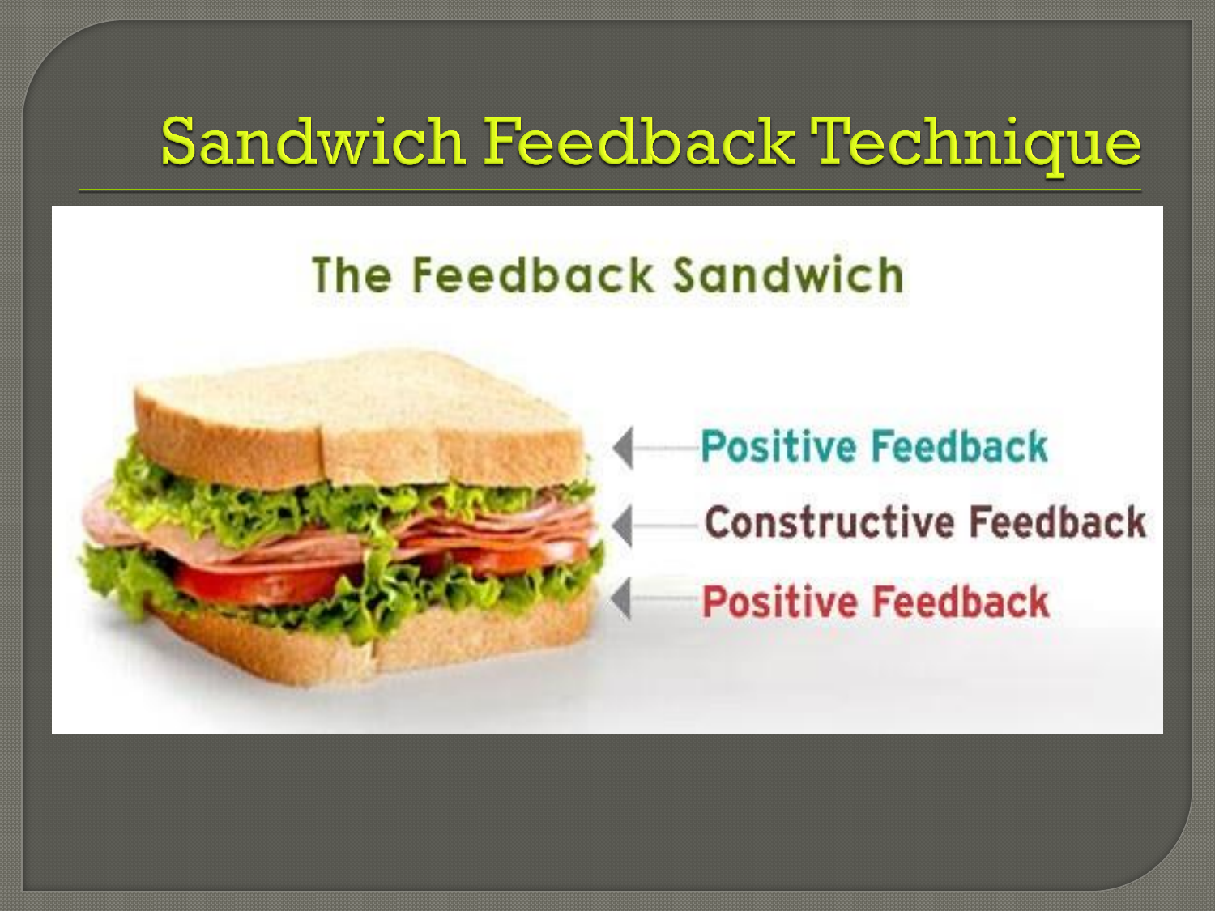# Sandwich Feedback Technique

The Feedback Sandwich

- Positive Feedback
- Constructive Feedback
- Positive Feedback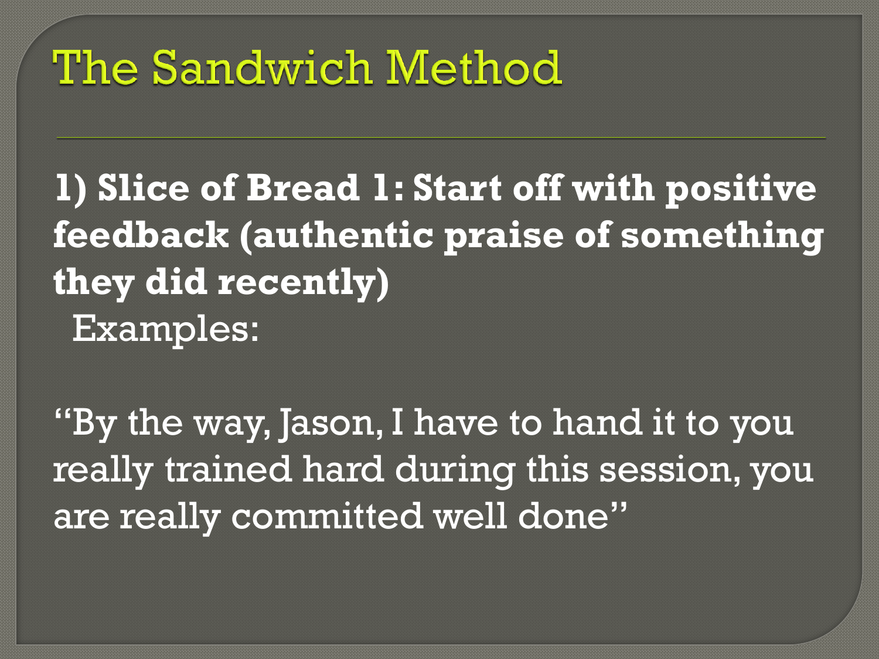# The Sandwich Method

**1) Slice of Bread 1: Start off with positive feedback (authentic praise of something they did recently)**

Examples:

"By the way, Jason, I have to hand it to you really trained hard during this session, you are really committed well done"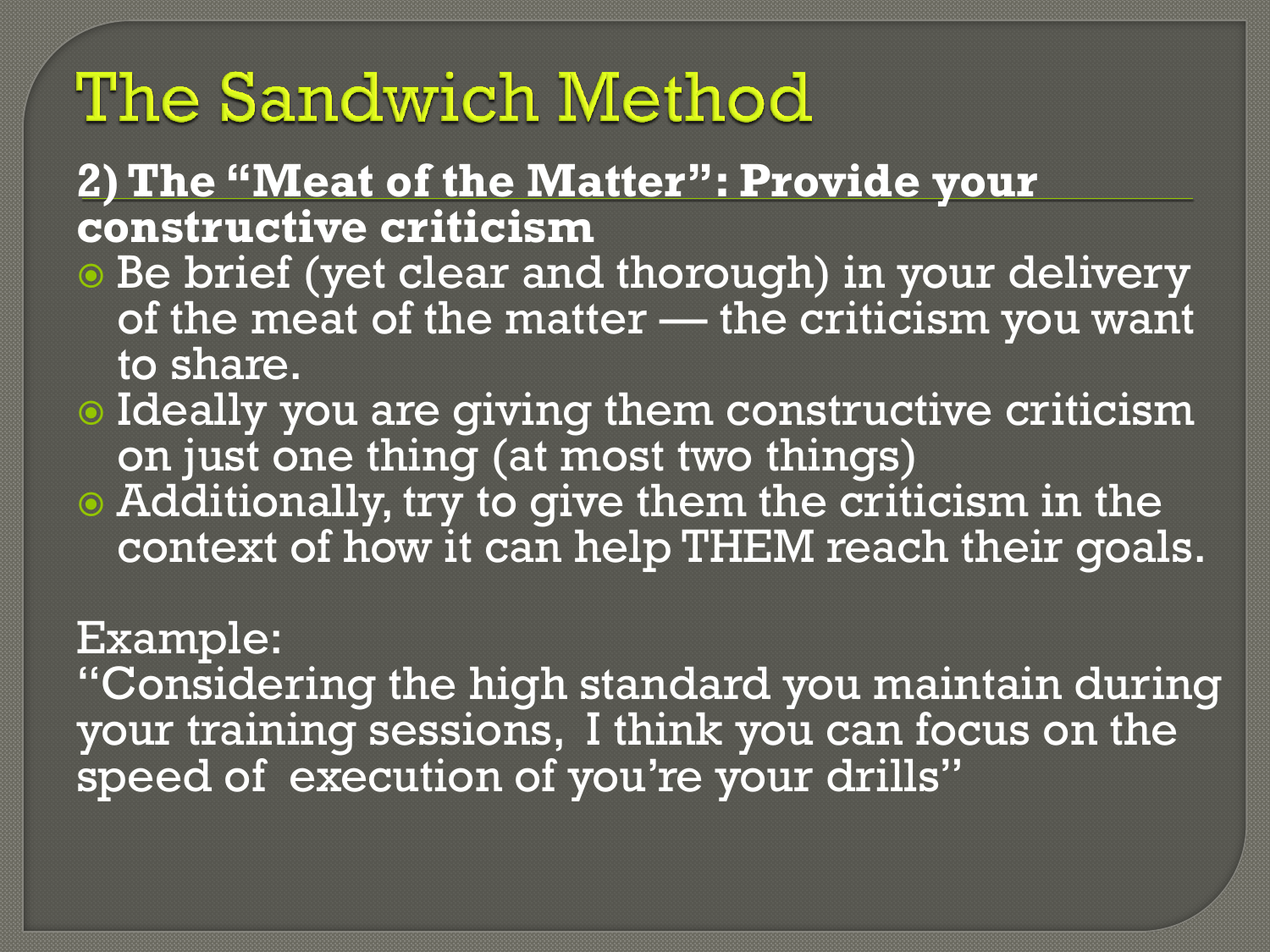# The Sandwich Method

**2) The "Meat of the Matter": Provide your constructive criticism**

- Be brief (yet clear and thorough) in your delivery of the meat of the matter — the criticism you want to share.
- Ideally you are giving them constructive criticism on just one thing (at most two things)
- Additionally, try to give them the criticism in the context of how it can help THEM reach their goals.

Example:
"Considering the high standard you maintain during your training sessions, I think you can focus on the speed of execution of you're your drills"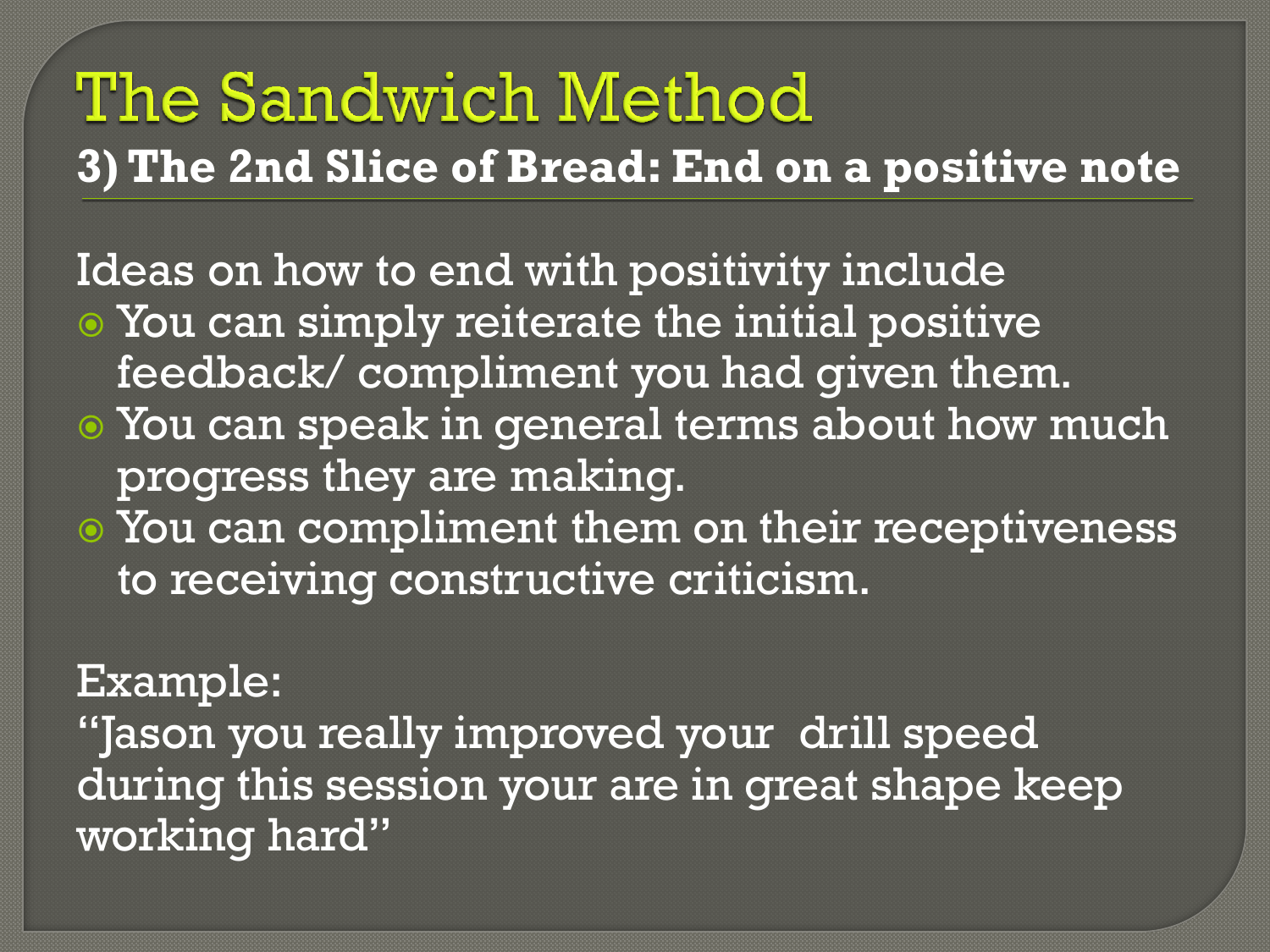# The Sandwich Method

## 3) The 2nd Slice of Bread: End on a positive note

Ideas on how to end with positivity include

- You can simply reiterate the initial positive feedback/ compliment you had given them.
- You can speak in general terms about how much progress they are making.
- You can compliment them on their receptiveness to receiving constructive criticism.

Example:
"Jason you really improved your drill speed during this session your are in great shape keep working hard"